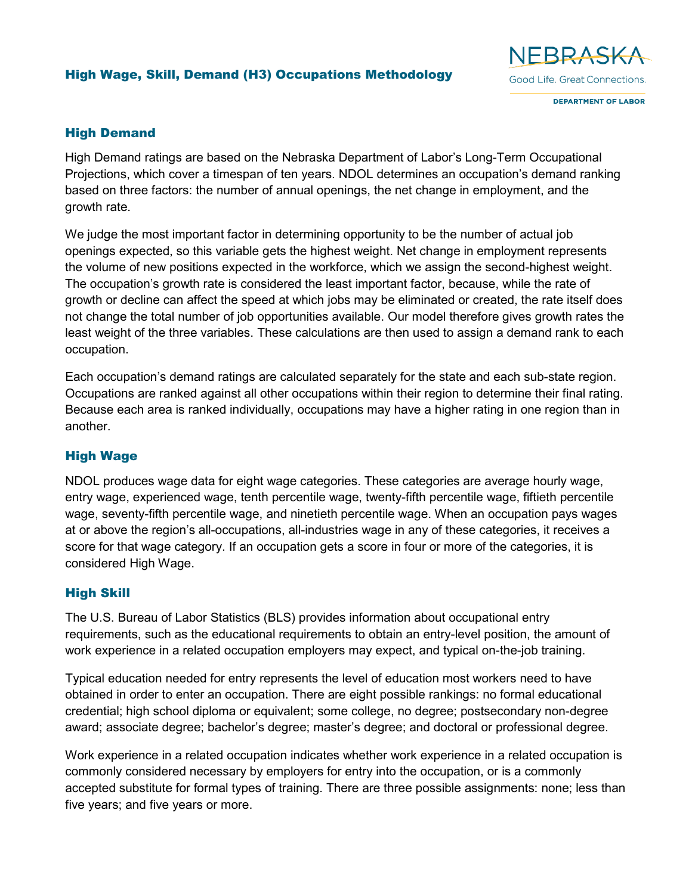# High Wage, Skill, Demand (H3) Occupations Methodology

## High Demand

High Demand ratings are based on the Nebraska Department of Labor's Long-Term Occupational Projections, which cover a timespan of ten years. NDOL determines an occupation's demand ranking based on three factors: the number of annual openings, the net change in employment, and the growth rate.

We judge the most important factor in determining opportunity to be the number of actual job openings expected, so this variable gets the highest weight. Net change in employment represents the volume of new positions expected in the workforce, which we assign the second-highest weight. The occupation's growth rate is considered the least important factor, because, while the rate of growth or decline can affect the speed at which jobs may be eliminated or created, the rate itself does not change the total number of job opportunities available. Our model therefore gives growth rates the least weight of the three variables. These calculations are then used to assign a demand rank to each occupation.

Each occupation's demand ratings are calculated separately for the state and each sub-state region. Occupations are ranked against all other occupations within their region to determine their final rating. Because each area is ranked individually, occupations may have a higher rating in one region than in another.

## High Wage

NDOL produces wage data for eight wage categories. These categories are average hourly wage, entry wage, experienced wage, tenth percentile wage, twenty-fifth percentile wage, fiftieth percentile wage, seventy-fifth percentile wage, and ninetieth percentile wage. When an occupation pays wages at or above the region's all-occupations, all-industries wage in any of these categories, it receives a score for that wage category. If an occupation gets a score in four or more of the categories, it is considered High Wage.

## High Skill

The U.S. Bureau of Labor Statistics (BLS) provides information about occupational entry requirements, such as the educational requirements to obtain an entry-level position, the amount of work experience in a related occupation employers may expect, and typical on-the-job training.

Typical education needed for entry represents the level of education most workers need to have obtained in order to enter an occupation. There are eight possible rankings: no formal educational credential; high school diploma or equivalent; some college, no degree; postsecondary non-degree award; associate degree; bachelor's degree; master's degree; and doctoral or professional degree.

Work experience in a related occupation indicates whether work experience in a related occupation is commonly considered necessary by employers for entry into the occupation, or is a commonly accepted substitute for formal types of training. There are three possible assignments: none; less than five years; and five years or more.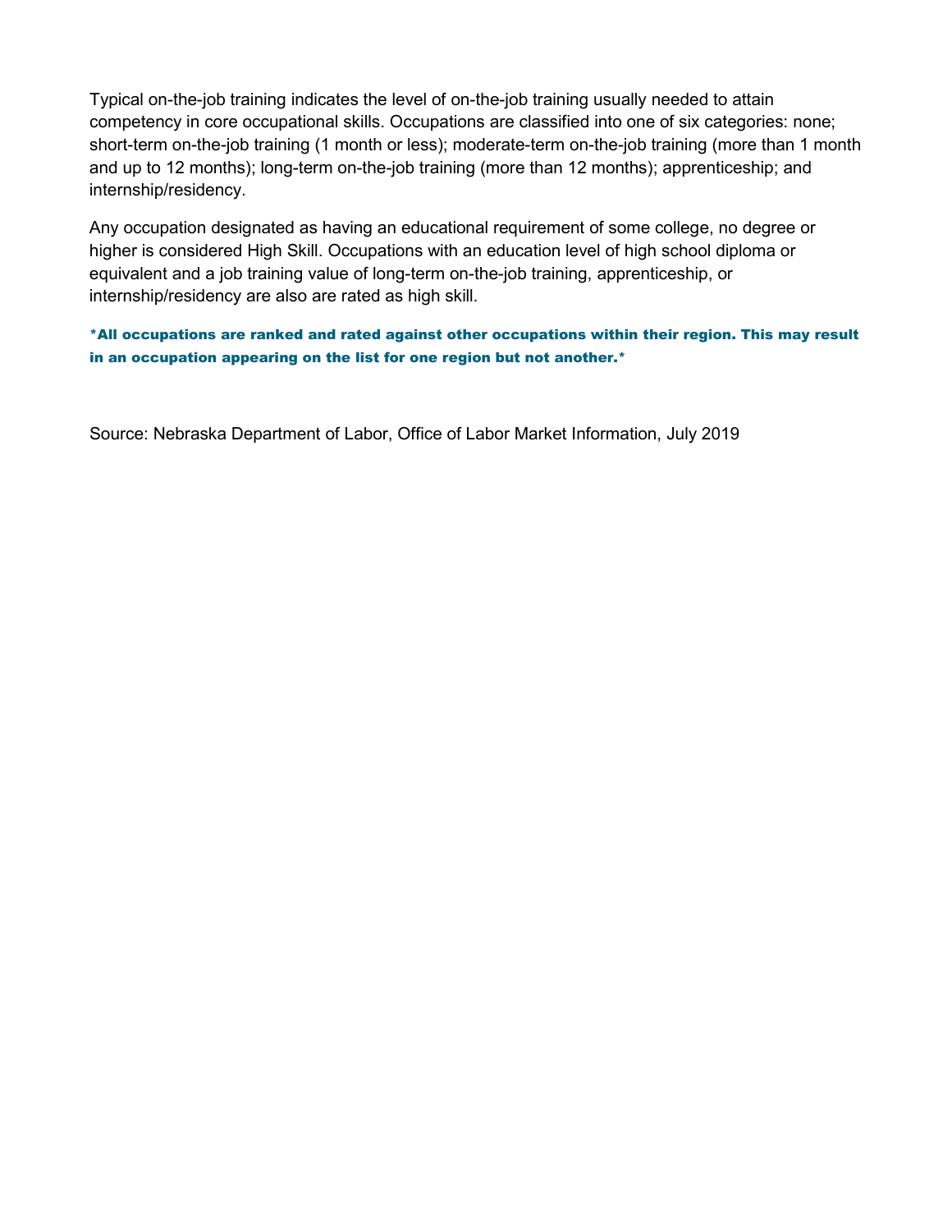Typical on-the-job training indicates the level of on-the-job training usually needed to attain competency in core occupational skills. Occupations are classified into one of six categories: none; short-term on-the-job training (1 month or less); moderate-term on-the-job training (more than 1 month and up to 12 months); long-term on-the-job training (more than 12 months); apprenticeship; and internship/residency.

Any occupation designated as having an educational requirement of some college, no degree or higher is considered High Skill. Occupations with an education level of high school diploma or equivalent and a job training value of long-term on-the-job training, apprenticeship, or internship/residency are also are rated as high skill.

**\*All occupations are ranked and rated against other occupations within their region. This may result in an occupation appearing on the list for one region but not another.\***

Source: Nebraska Department of Labor, Office of Labor Market Information, July 2019